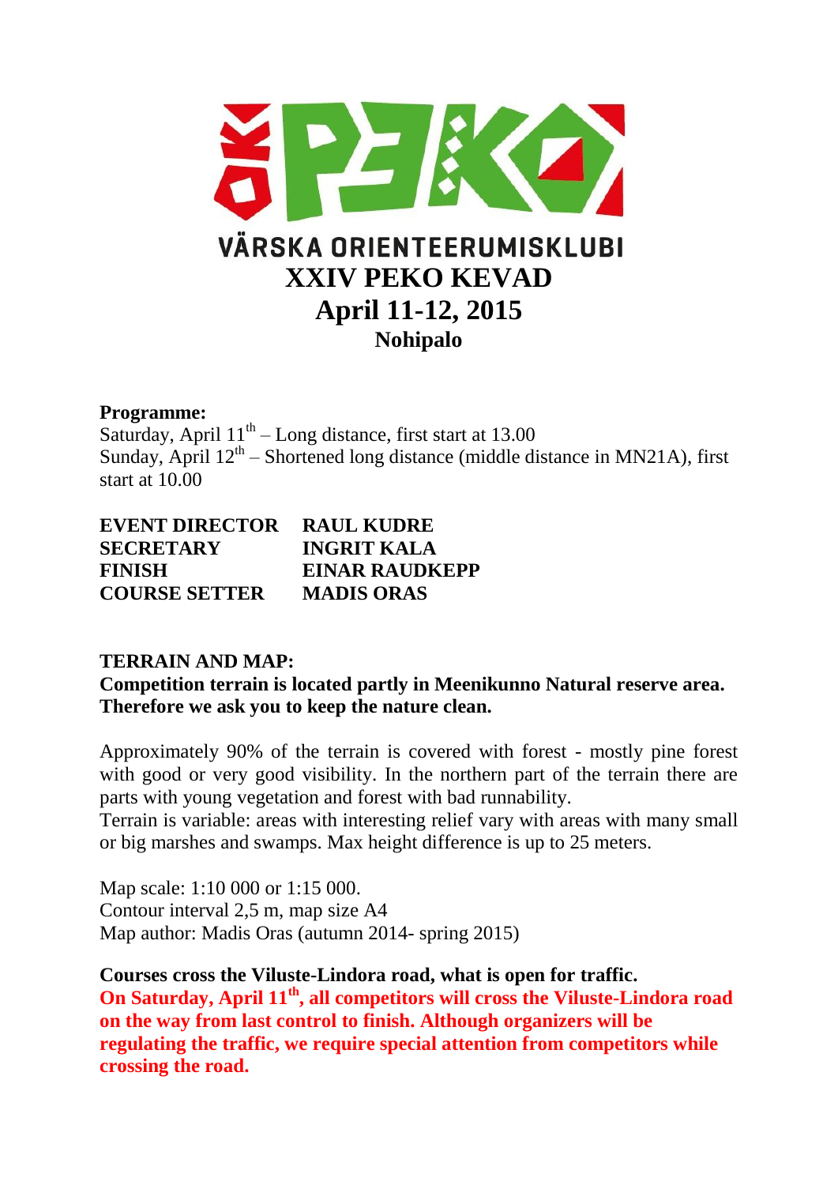VÄRSKA ORIENTEERUMISKLUBI

# XXIV PEKO KEVAD

## April 11-12, 2015

### Nohipalo

**Programme:**

Saturday, April 11th – Long distance, first start at 13.00

Sunday, April 12th – Shortened long distance (middle distance in MN21A), first start at 10.00

| | |
|---|---|
| **EVENT DIRECTOR** | **RAUL KUDRE** |
| **SECRETARY** | **INGRIT KALA** |
| **FINISH** | **EINAR RAUDKEPP** |
| **COURSE SETTER** | **MADIS ORAS** |

**TERRAIN AND MAP:**

**Competition terrain is located partly in Meenikunno Natural reserve area. Therefore we ask you to keep the nature clean.**

Approximately 90% of the terrain is covered with forest - mostly pine forest with good or very good visibility. In the northern part of the terrain there are parts with young vegetation and forest with bad runnability.

Terrain is variable: areas with interesting relief vary with areas with many small or big marshes and swamps. Max height difference is up to 25 meters.

Map scale: 1:10 000 or 1:15 000.

Contour interval 2,5 m, map size A4

Map author: Madis Oras (autumn 2014- spring 2015)

**Courses cross the Viluste-Lindora road, what is open for traffic.**

**On Saturday, April 11th, all competitors will cross the Viluste-Lindora road on the way from last control to finish. Although organizers will be regulating the traffic, we require special attention from competitors while crossing the road.**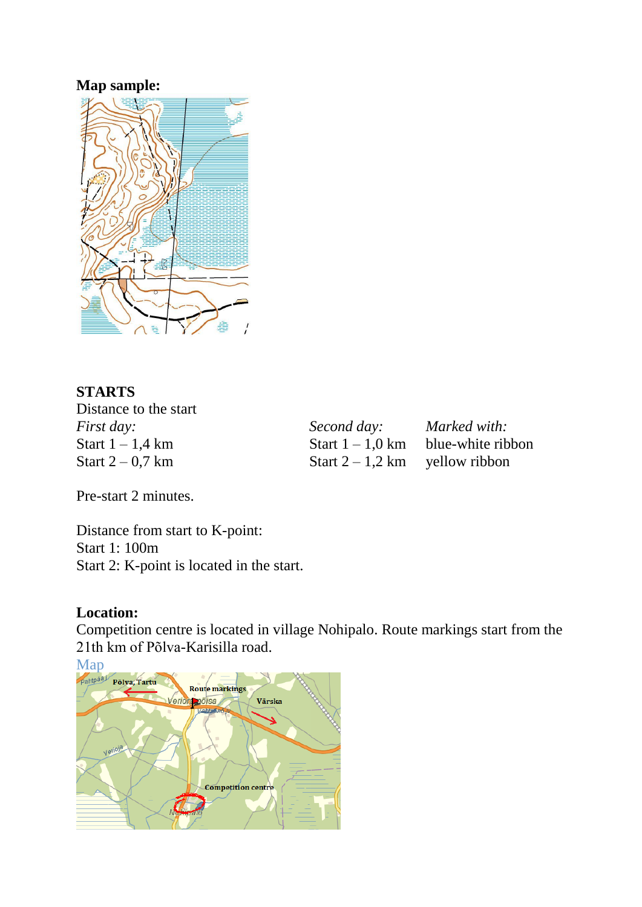**Map sample:**

**STARTS**

Distance to the start

| *First day:* | *Second day:* | *Marked with:* |
|---|---|---|
| Start 1 – 1,4 km | Start 1 – 1,0 km | blue-white ribbon |
| Start 2 – 0,7 km | Start 2 – 1,2 km | yellow ribbon |

Pre-start 2 minutes.

Distance from start to K-point:
Start 1: 100m
Start 2: K-point is located in the start.

**Location:**

Competition centre is located in village Nohipalo. Route markings start from the 21th km of Põlva-Karisilla road.

Map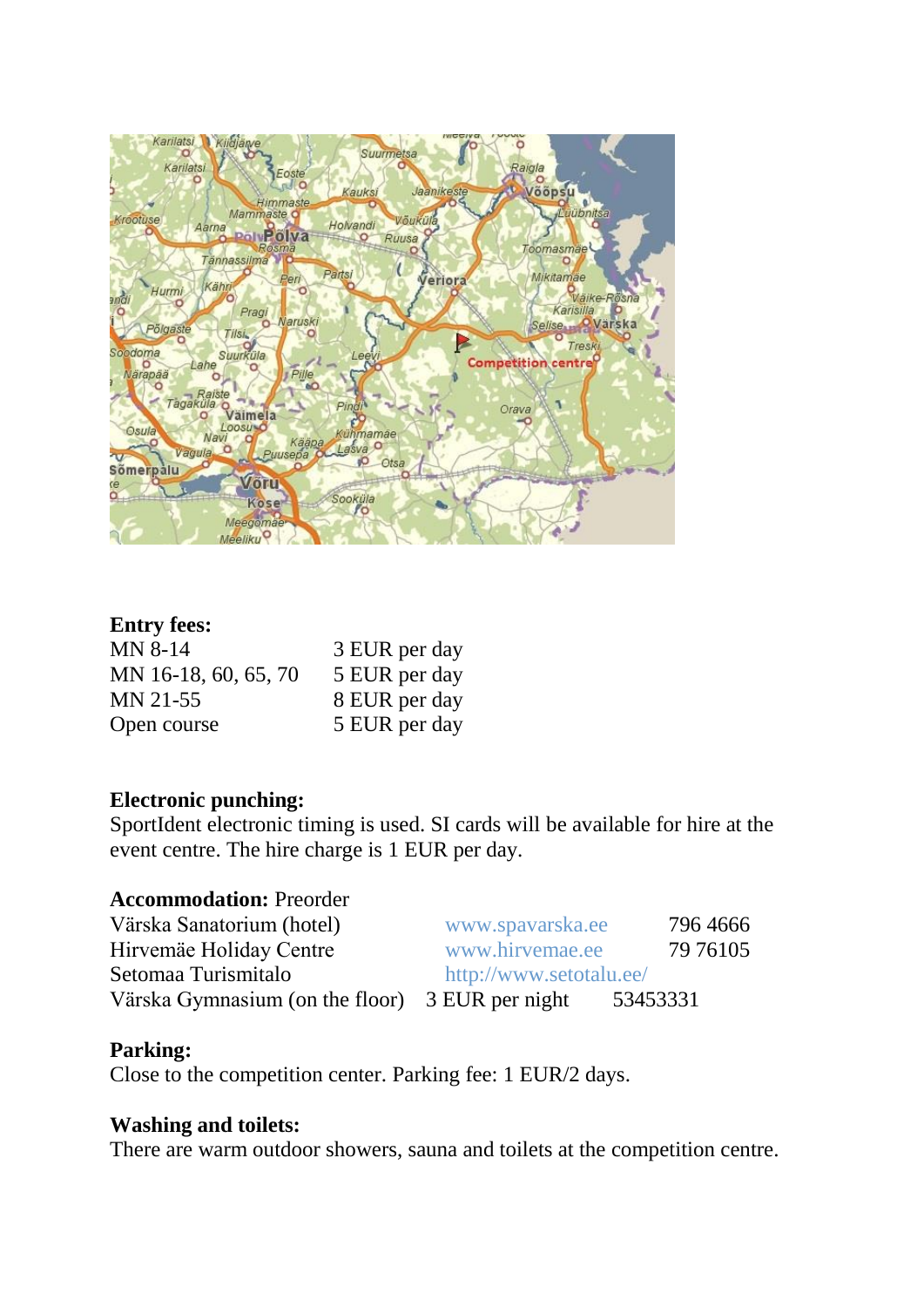**Entry fees:**

| | |
|---|---|
| MN 8-14 | 3 EUR per day |
| MN 16-18, 60, 65, 70 | 5 EUR per day |
| MN 21-55 | 8 EUR per day |
| Open course | 5 EUR per day |

**Electronic punching:**
SportIdent electronic timing is used. SI cards will be available for hire at the event centre. The hire charge is 1 EUR per day.

**Accommodation:** Preorder

| | | |
|---|---|---|
| Värska Sanatorium (hotel) | www.spavarska.ee | 796 4666 |
| Hirvemäe Holiday Centre | www.hirvemae.ee | 79 76105 |
| Setomaa Turismitalo | http://www.setotalu.ee/ | |
| Värska Gymnasium (on the floor) | 3 EUR per night | 53453331 |

**Parking:**
Close to the competition center. Parking fee: 1 EUR/2 days.

**Washing and toilets:**
There are warm outdoor showers, sauna and toilets at the competition centre.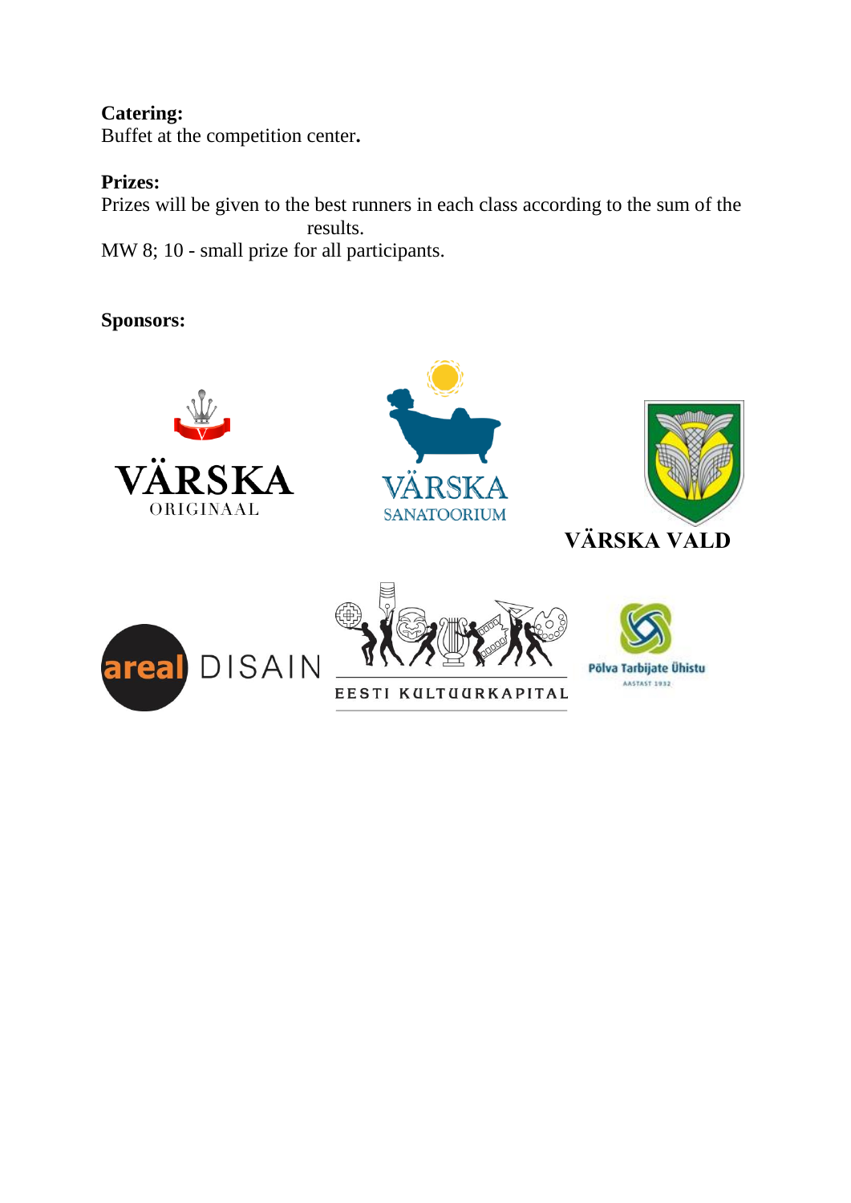**Catering:**
Buffet at the competition center**.**

**Prizes:**
Prizes will be given to the best runners in each class according to the sum of the results.
MW 8; 10 - small prize for all participants.

**Sponsors:**

VÄRSKA ORIGINAAL

VÄRSKA SANATOORIUM

VÄRSKA VALD

areal DISAIN

EESTI KULTUURKAPITAL

Põlva Tarbijate Ühistu AASTAST 1932